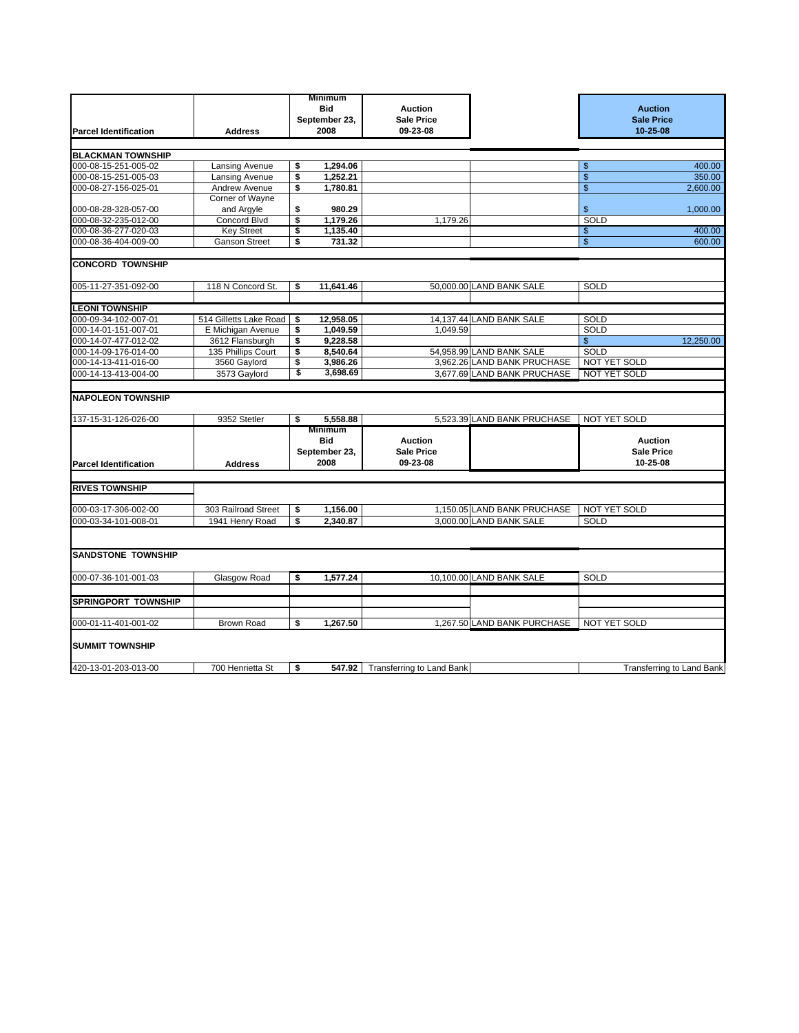| Parcel Identification | Address | Minimum Bid September 23, 2008 | Auction Sale Price 09-23-08 | | Auction Sale Price 10-25-08 |
|---|---|---|---|---|---|
| **BLACKMAN TOWNSHIP** | | | | | |
| 000-08-15-251-005-02 | Lansing Avenue | $ 1,294.06 | | | $ 400.00 |
| 000-08-15-251-005-03 | Lansing Avenue | $ 1,252.21 | | | $ 350.00 |
| 000-08-27-156-025-01 | Andrew Avenue | $ 1,780.81 | | | $ 2,600.00 |
| 000-08-28-328-057-00 | Corner of Wayne and Argyle | $ 980.29 | | | $ 1,000.00 |
| 000-08-32-235-012-00 | Concord Blvd | $ 1,179.26 | 1,179.26 | | SOLD |
| 000-08-36-277-020-03 | Key Street | $ 1,135.40 | | | $ 400.00 |
| 000-08-36-404-009-00 | Ganson Street | $ 731.32 | | | $ 600.00 |
| **CONCORD TOWNSHIP** | | | | | |
| 005-11-27-351-092-00 | 118 N Concord St. | $ 11,641.46 | 50,000.00 | LAND BANK SALE | SOLD |
| **LEONI TOWNSHIP** | | | | | |
| 000-09-34-102-007-01 | 514 Gilletts Lake Road | $ 12,958.05 | 14,137.44 | LAND BANK SALE | SOLD |
| 000-14-01-151-007-01 | E Michigan Avenue | $ 1,049.59 | 1,049.59 | | SOLD |
| 000-14-07-477-012-02 | 3612 Flansburgh | $ 9,228.58 | | | $ 12,250.00 |
| 000-14-09-176-014-00 | 135 Phillips Court | $ 8,540.64 | 54,958.99 | LAND BANK SALE | SOLD |
| 000-14-13-411-016-00 | 3560 Gaylord | $ 3,986.26 | 3,962.26 | LAND BANK PRUCHASE | NOT YET SOLD |
| 000-14-13-413-004-00 | 3573 Gaylord | $ 3,698.69 | 3,677.69 | LAND BANK PRUCHASE | NOT YET SOLD |
| **NAPOLEON TOWNSHIP** | | | | | |
| 137-15-31-126-026-00 | 9352 Stetler | $ 5,558.88 | 5,523.39 | LAND BANK PRUCHASE | NOT YET SOLD |
| **Parcel Identification** | **Address** | **Minimum Bid September 23, 2008** | **Auction Sale Price 09-23-08** | | **Auction Sale Price 10-25-08** |
| **RIVES TOWNSHIP** | | | | | |
| 000-03-17-306-002-00 | 303 Railroad Street | $ 1,156.00 | 1,150.05 | LAND BANK PRUCHASE | NOT YET SOLD |
| 000-03-34-101-008-01 | 1941 Henry Road | $ 2,340.87 | 3,000.00 | LAND BANK SALE | SOLD |
| **SANDSTONE TOWNSHIP** | | | | | |
| 000-07-36-101-001-03 | Glasgow Road | $ 1,577.24 | 10,100.00 | LAND BANK SALE | SOLD |
| **SPRINGPORT TOWNSHIP** | | | | | |
| 000-01-11-401-001-02 | Brown Road | $ 1,267.50 | 1,267.50 | LAND BANK PURCHASE | NOT YET SOLD |
| **SUMMIT TOWNSHIP** | | | | | |
| 420-13-01-203-013-00 | 700 Henrietta St | $ 547.92 | Transferring to Land Bank | | Transferring to Land Bank |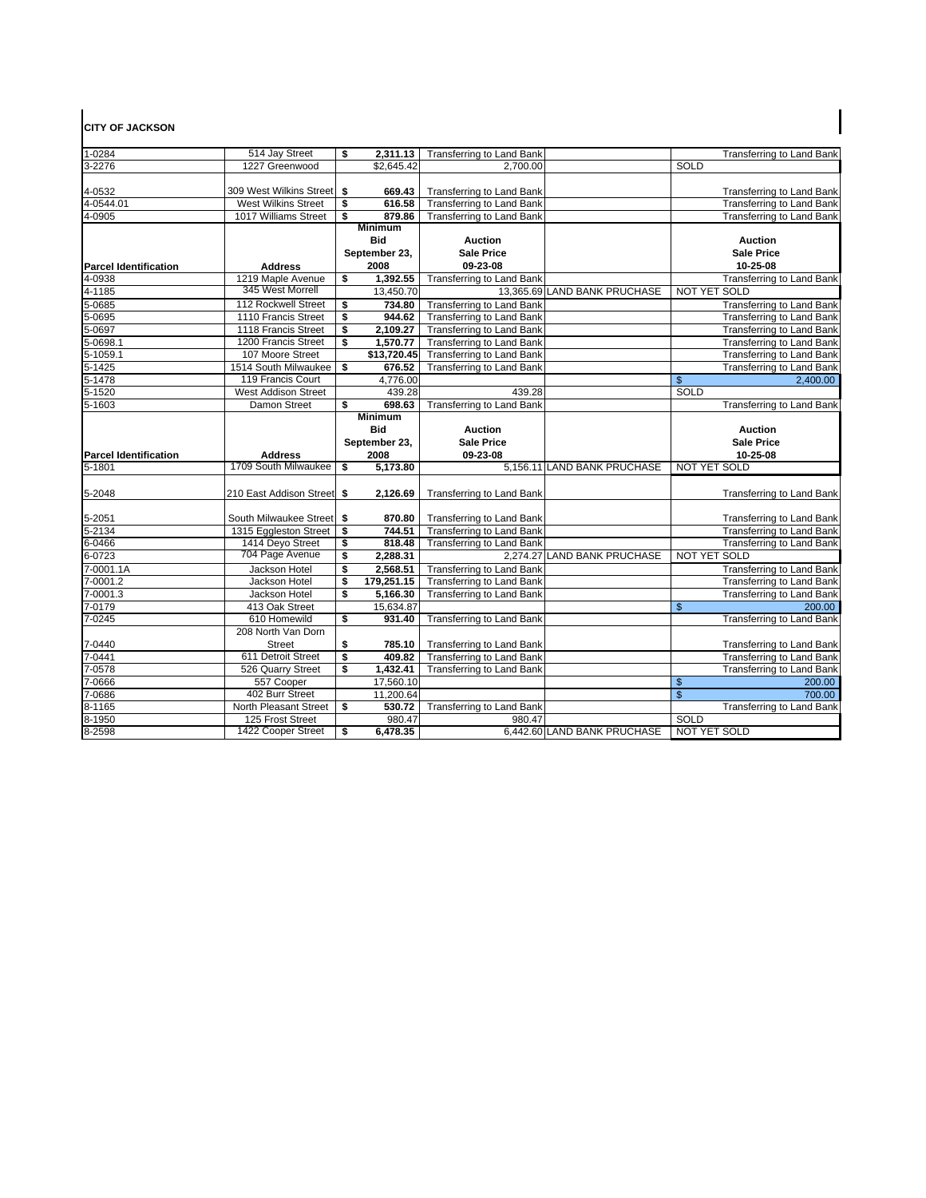**CITY OF JACKSON**

| Parcel Identification | Address | Minimum Bid September 23, 2008 | Auction Sale Price 09-23-08 | | Auction Sale Price 10-25-08 |
|---|---|---|---|---|---|
| 1-0284 | 514 Jay Street | $ 2,311.13 | Transferring to Land Bank | | Transferring to Land Bank |
| 3-2276 | 1227 Greenwood | $2,645.42 | 2,700.00 | | SOLD |
| 4-0532 | 309 West Wilkins Street | $ 669.43 | Transferring to Land Bank | | Transferring to Land Bank |
| 4-0544.01 | West Wilkins Street | $ 616.58 | Transferring to Land Bank | | Transferring to Land Bank |
| 4-0905 | 1017 Williams Street | $ 879.86 | Transferring to Land Bank | | Transferring to Land Bank |
| **Parcel Identification** | **Address** | **Minimum Bid September 23, 2008** | **Auction Sale Price 09-23-08** | | **Auction Sale Price 10-25-08** |
| 4-0938 | 1219 Maple Avenue | $ 1,392.55 | Transferring to Land Bank | | Transferring to Land Bank |
| 4-1185 | 345 West Morrell | 13,450.70 | 13,365.69 | LAND BANK PRUCHASE | NOT YET SOLD |
| 5-0685 | 112 Rockwell Street | $ 734.80 | Transferring to Land Bank | | Transferring to Land Bank |
| 5-0695 | 1110 Francis Street | $ 944.62 | Transferring to Land Bank | | Transferring to Land Bank |
| 5-0697 | 1118 Francis Street | $ 2,109.27 | Transferring to Land Bank | | Transferring to Land Bank |
| 5-0698.1 | 1200 Francis Street | $ 1,570.77 | Transferring to Land Bank | | Transferring to Land Bank |
| 5-1059.1 | 107 Moore Street | $13,720.45 | Transferring to Land Bank | | Transferring to Land Bank |
| 5-1425 | 1514 South Milwaukee | $ 676.52 | Transferring to Land Bank | | Transferring to Land Bank |
| 5-1478 | 119 Francis Court | 4,776.00 | | | $ 2,400.00 |
| 5-1520 | West Addison Street | 439.28 | 439.28 | | SOLD |
| 5-1603 | Damon Street | $ 698.63 | Transferring to Land Bank | | Transferring to Land Bank |
| **Parcel Identification** | **Address** | **Minimum Bid September 23, 2008** | **Auction Sale Price 09-23-08** | | **Auction Sale Price 10-25-08** |
| 5-1801 | 1709 South Milwaukee | $ 5,173.80 | 5,156.11 | LAND BANK PRUCHASE | NOT YET SOLD |
| 5-2048 | 210 East Addison Street | $ 2,126.69 | Transferring to Land Bank | | Transferring to Land Bank |
| 5-2051 | South Milwaukee Street | $ 870.80 | Transferring to Land Bank | | Transferring to Land Bank |
| 5-2134 | 1315 Eggleston Street | $ 744.51 | Transferring to Land Bank | | Transferring to Land Bank |
| 6-0466 | 1414 Deyo Street | $ 818.48 | Transferring to Land Bank | | Transferring to Land Bank |
| 6-0723 | 704 Page Avenue | $ 2,288.31 | 2,274.27 | LAND BANK PRUCHASE | NOT YET SOLD |
| 7-0001.1A | Jackson Hotel | $ 2,568.51 | Transferring to Land Bank | | Transferring to Land Bank |
| 7-0001.2 | Jackson Hotel | $ 179,251.15 | Transferring to Land Bank | | Transferring to Land Bank |
| 7-0001.3 | Jackson Hotel | $ 5,166.30 | Transferring to Land Bank | | Transferring to Land Bank |
| 7-0179 | 413 Oak Street | 15,634.87 | | | $ 200.00 |
| 7-0245 | 610 Homewild | $ 931.40 | Transferring to Land Bank | | Transferring to Land Bank |
| 7-0440 | 208 North Van Dorn Street | $ 785.10 | Transferring to Land Bank | | Transferring to Land Bank |
| 7-0441 | 611 Detroit Street | $ 409.82 | Transferring to Land Bank | | Transferring to Land Bank |
| 7-0578 | 526 Quarry Street | $ 1,432.41 | Transferring to Land Bank | | Transferring to Land Bank |
| 7-0666 | 557 Cooper | 17,560.10 | | | $ 200.00 |
| 7-0686 | 402 Burr Street | 11,200.64 | | | $ 700.00 |
| 8-1165 | North Pleasant Street | $ 530.72 | Transferring to Land Bank | | Transferring to Land Bank |
| 8-1950 | 125 Frost Street | 980.47 | 980.47 | | SOLD |
| 8-2598 | 1422 Cooper Street | $ 6,478.35 | 6,442.60 | LAND BANK PRUCHASE | NOT YET SOLD |